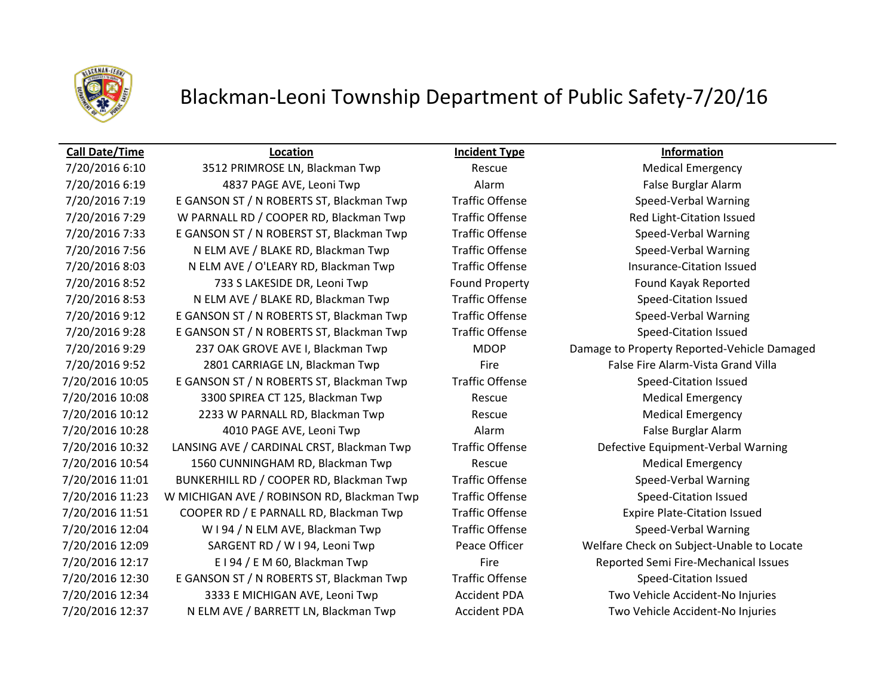# Blackman-Leoni Township Department of Public Safety-7/20/16

| Call Date/Time | Location | Incident Type | Information |
|---|---|---|---|
| 7/20/2016 6:10 | 3512 PRIMROSE LN, Blackman Twp | Rescue | Medical Emergency |
| 7/20/2016 6:19 | 4837 PAGE AVE, Leoni Twp | Alarm | False Burglar Alarm |
| 7/20/2016 7:19 | E GANSON ST / N ROBERTS ST, Blackman Twp | Traffic Offense | Speed-Verbal Warning |
| 7/20/2016 7:29 | W PARNALL RD / COOPER RD, Blackman Twp | Traffic Offense | Red Light-Citation Issued |
| 7/20/2016 7:33 | E GANSON ST / N ROBERST ST, Blackman Twp | Traffic Offense | Speed-Verbal Warning |
| 7/20/2016 7:56 | N ELM AVE / BLAKE RD, Blackman Twp | Traffic Offense | Speed-Verbal Warning |
| 7/20/2016 8:03 | N ELM AVE / O'LEARY RD, Blackman Twp | Traffic Offense | Insurance-Citation Issued |
| 7/20/2016 8:52 | 733 S LAKESIDE DR, Leoni Twp | Found Property | Found Kayak Reported |
| 7/20/2016 8:53 | N ELM AVE / BLAKE RD, Blackman Twp | Traffic Offense | Speed-Citation Issued |
| 7/20/2016 9:12 | E GANSON ST / N ROBERTS ST, Blackman Twp | Traffic Offense | Speed-Verbal Warning |
| 7/20/2016 9:28 | E GANSON ST / N ROBERTS ST, Blackman Twp | Traffic Offense | Speed-Citation Issued |
| 7/20/2016 9:29 | 237 OAK GROVE AVE I, Blackman Twp | MDOP | Damage to Property Reported-Vehicle Damaged |
| 7/20/2016 9:52 | 2801 CARRIAGE LN, Blackman Twp | Fire | False Fire Alarm-Vista Grand Villa |
| 7/20/2016 10:05 | E GANSON ST / N ROBERTS ST, Blackman Twp | Traffic Offense | Speed-Citation Issued |
| 7/20/2016 10:08 | 3300 SPIREA CT 125, Blackman Twp | Rescue | Medical Emergency |
| 7/20/2016 10:12 | 2233 W PARNALL RD, Blackman Twp | Rescue | Medical Emergency |
| 7/20/2016 10:28 | 4010 PAGE AVE, Leoni Twp | Alarm | False Burglar Alarm |
| 7/20/2016 10:32 | LANSING AVE / CARDINAL CRST, Blackman Twp | Traffic Offense | Defective Equipment-Verbal Warning |
| 7/20/2016 10:54 | 1560 CUNNINGHAM RD, Blackman Twp | Rescue | Medical Emergency |
| 7/20/2016 11:01 | BUNKERHILL RD / COOPER RD, Blackman Twp | Traffic Offense | Speed-Verbal Warning |
| 7/20/2016 11:23 | W MICHIGAN AVE / ROBINSON RD, Blackman Twp | Traffic Offense | Speed-Citation Issued |
| 7/20/2016 11:51 | COOPER RD / E PARNALL RD, Blackman Twp | Traffic Offense | Expire Plate-Citation Issued |
| 7/20/2016 12:04 | W I 94 / N ELM AVE, Blackman Twp | Traffic Offense | Speed-Verbal Warning |
| 7/20/2016 12:09 | SARGENT RD / W I 94, Leoni Twp | Peace Officer | Welfare Check on Subject-Unable to Locate |
| 7/20/2016 12:17 | E I 94 / E M 60, Blackman Twp | Fire | Reported Semi Fire-Mechanical Issues |
| 7/20/2016 12:30 | E GANSON ST / N ROBERTS ST, Blackman Twp | Traffic Offense | Speed-Citation Issued |
| 7/20/2016 12:34 | 3333 E MICHIGAN AVE, Leoni Twp | Accident PDA | Two Vehicle Accident-No Injuries |
| 7/20/2016 12:37 | N ELM AVE / BARRETT LN, Blackman Twp | Accident PDA | Two Vehicle Accident-No Injuries |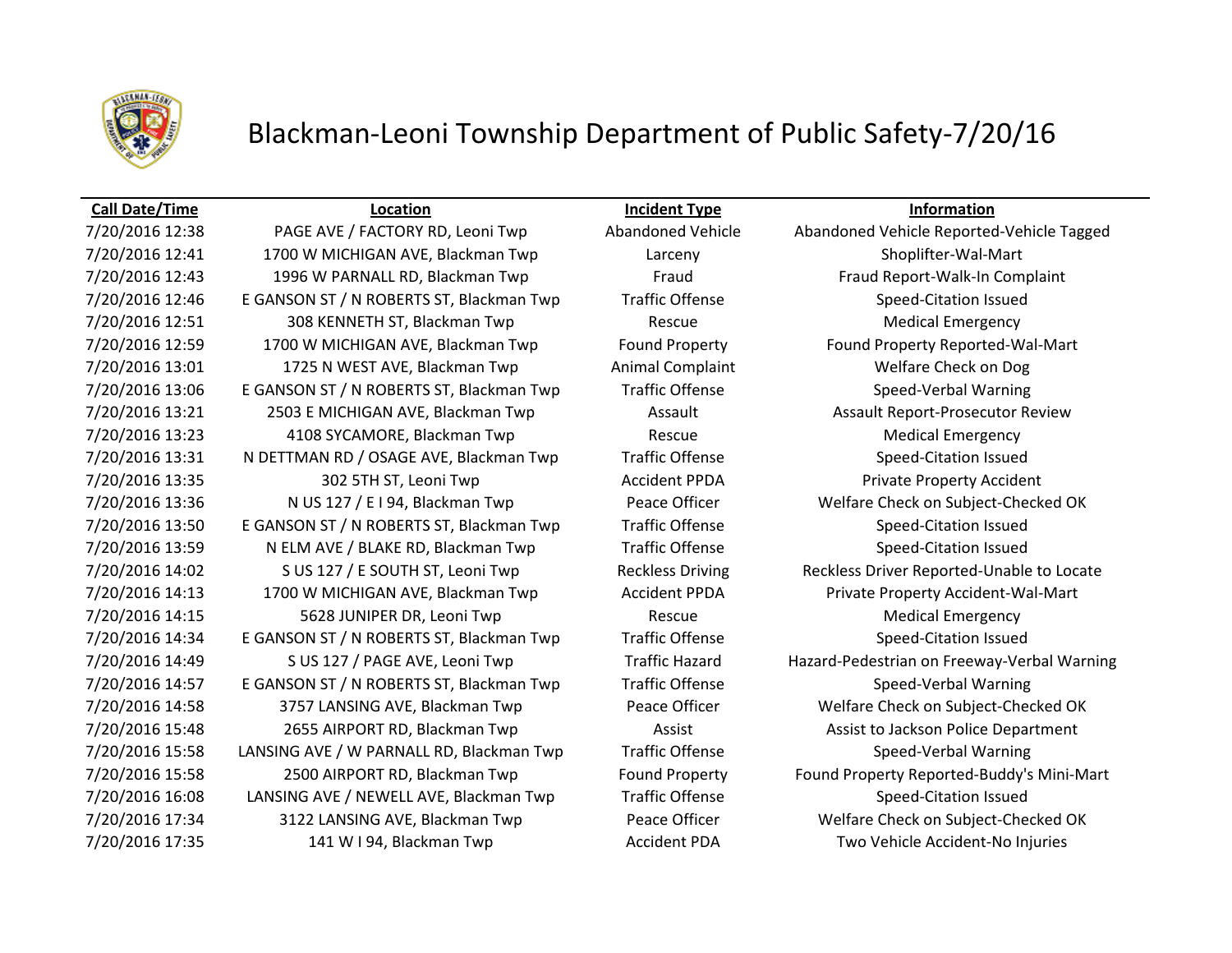# Blackman-Leoni Township Department of Public Safety-7/20/16

| Call Date/Time | Location | Incident Type | Information |
|---|---|---|---|
| 7/20/2016 12:38 | PAGE AVE / FACTORY RD, Leoni Twp | Abandoned Vehicle | Abandoned Vehicle Reported-Vehicle Tagged |
| 7/20/2016 12:41 | 1700 W MICHIGAN AVE, Blackman Twp | Larceny | Shoplifter-Wal-Mart |
| 7/20/2016 12:43 | 1996 W PARNALL RD, Blackman Twp | Fraud | Fraud Report-Walk-In Complaint |
| 7/20/2016 12:46 | E GANSON ST / N ROBERTS ST, Blackman Twp | Traffic Offense | Speed-Citation Issued |
| 7/20/2016 12:51 | 308 KENNETH ST, Blackman Twp | Rescue | Medical Emergency |
| 7/20/2016 12:59 | 1700 W MICHIGAN AVE, Blackman Twp | Found Property | Found Property Reported-Wal-Mart |
| 7/20/2016 13:01 | 1725 N WEST AVE, Blackman Twp | Animal Complaint | Welfare Check on Dog |
| 7/20/2016 13:06 | E GANSON ST / N ROBERTS ST, Blackman Twp | Traffic Offense | Speed-Verbal Warning |
| 7/20/2016 13:21 | 2503 E MICHIGAN AVE, Blackman Twp | Assault | Assault Report-Prosecutor Review |
| 7/20/2016 13:23 | 4108 SYCAMORE, Blackman Twp | Rescue | Medical Emergency |
| 7/20/2016 13:31 | N DETTMAN RD / OSAGE AVE, Blackman Twp | Traffic Offense | Speed-Citation Issued |
| 7/20/2016 13:35 | 302 5TH ST, Leoni Twp | Accident PPDA | Private Property Accident |
| 7/20/2016 13:36 | N US 127 / E I 94, Blackman Twp | Peace Officer | Welfare Check on Subject-Checked OK |
| 7/20/2016 13:50 | E GANSON ST / N ROBERTS ST, Blackman Twp | Traffic Offense | Speed-Citation Issued |
| 7/20/2016 13:59 | N ELM AVE / BLAKE RD, Blackman Twp | Traffic Offense | Speed-Citation Issued |
| 7/20/2016 14:02 | S US 127 / E SOUTH ST, Leoni Twp | Reckless Driving | Reckless Driver Reported-Unable to Locate |
| 7/20/2016 14:13 | 1700 W MICHIGAN AVE, Blackman Twp | Accident PPDA | Private Property Accident-Wal-Mart |
| 7/20/2016 14:15 | 5628 JUNIPER DR, Leoni Twp | Rescue | Medical Emergency |
| 7/20/2016 14:34 | E GANSON ST / N ROBERTS ST, Blackman Twp | Traffic Offense | Speed-Citation Issued |
| 7/20/2016 14:49 | S US 127 / PAGE AVE, Leoni Twp | Traffic Hazard | Hazard-Pedestrian on Freeway-Verbal Warning |
| 7/20/2016 14:57 | E GANSON ST / N ROBERTS ST, Blackman Twp | Traffic Offense | Speed-Verbal Warning |
| 7/20/2016 14:58 | 3757 LANSING AVE, Blackman Twp | Peace Officer | Welfare Check on Subject-Checked OK |
| 7/20/2016 15:48 | 2655 AIRPORT RD, Blackman Twp | Assist | Assist to Jackson Police Department |
| 7/20/2016 15:58 | LANSING AVE / W PARNALL RD, Blackman Twp | Traffic Offense | Speed-Verbal Warning |
| 7/20/2016 15:58 | 2500 AIRPORT RD, Blackman Twp | Found Property | Found Property Reported-Buddy's Mini-Mart |
| 7/20/2016 16:08 | LANSING AVE / NEWELL AVE, Blackman Twp | Traffic Offense | Speed-Citation Issued |
| 7/20/2016 17:34 | 3122 LANSING AVE, Blackman Twp | Peace Officer | Welfare Check on Subject-Checked OK |
| 7/20/2016 17:35 | 141 W I 94, Blackman Twp | Accident PDA | Two Vehicle Accident-No Injuries |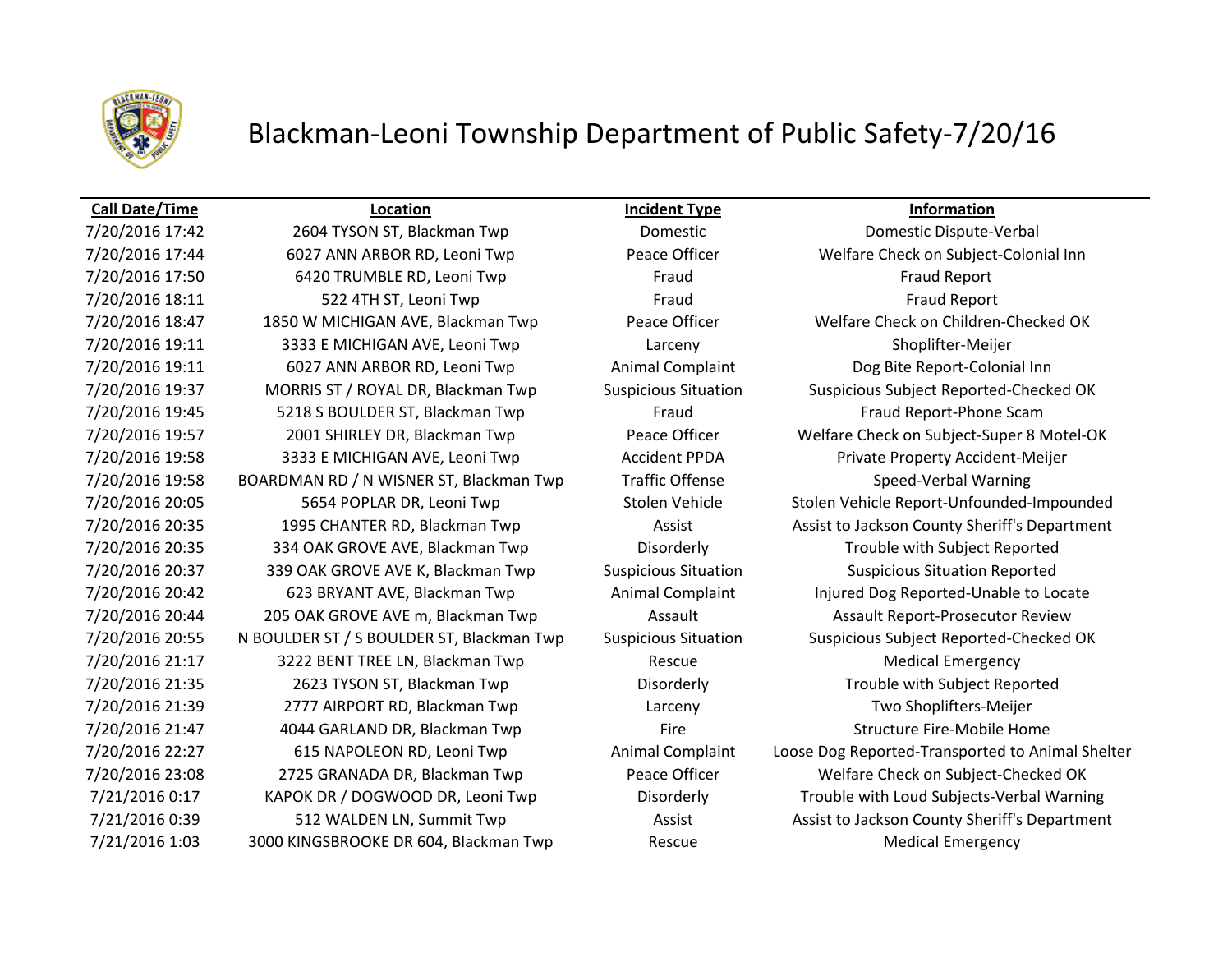# Blackman-Leoni Township Department of Public Safety-7/20/16

| Call Date/Time | Location | Incident Type | Information |
|---|---|---|---|
| 7/20/2016 17:42 | 2604 TYSON ST, Blackman Twp | Domestic | Domestic Dispute-Verbal |
| 7/20/2016 17:44 | 6027 ANN ARBOR RD, Leoni Twp | Peace Officer | Welfare Check on Subject-Colonial Inn |
| 7/20/2016 17:50 | 6420 TRUMBLE RD, Leoni Twp | Fraud | Fraud Report |
| 7/20/2016 18:11 | 522 4TH ST, Leoni Twp | Fraud | Fraud Report |
| 7/20/2016 18:47 | 1850 W MICHIGAN AVE, Blackman Twp | Peace Officer | Welfare Check on Children-Checked OK |
| 7/20/2016 19:11 | 3333 E MICHIGAN AVE, Leoni Twp | Larceny | Shoplifter-Meijer |
| 7/20/2016 19:11 | 6027 ANN ARBOR RD, Leoni Twp | Animal Complaint | Dog Bite Report-Colonial Inn |
| 7/20/2016 19:37 | MORRIS ST / ROYAL DR, Blackman Twp | Suspicious Situation | Suspicious Subject Reported-Checked OK |
| 7/20/2016 19:45 | 5218 S BOULDER ST, Blackman Twp | Fraud | Fraud Report-Phone Scam |
| 7/20/2016 19:57 | 2001 SHIRLEY DR, Blackman Twp | Peace Officer | Welfare Check on Subject-Super 8 Motel-OK |
| 7/20/2016 19:58 | 3333 E MICHIGAN AVE, Leoni Twp | Accident PPDA | Private Property Accident-Meijer |
| 7/20/2016 19:58 | BOARDMAN RD / N WISNER ST, Blackman Twp | Traffic Offense | Speed-Verbal Warning |
| 7/20/2016 20:05 | 5654 POPLAR DR, Leoni Twp | Stolen Vehicle | Stolen Vehicle Report-Unfounded-Impounded |
| 7/20/2016 20:35 | 1995 CHANTER RD, Blackman Twp | Assist | Assist to Jackson County Sheriff's Department |
| 7/20/2016 20:35 | 334 OAK GROVE AVE, Blackman Twp | Disorderly | Trouble with Subject Reported |
| 7/20/2016 20:37 | 339 OAK GROVE AVE K, Blackman Twp | Suspicious Situation | Suspicious Situation Reported |
| 7/20/2016 20:42 | 623 BRYANT AVE, Blackman Twp | Animal Complaint | Injured Dog Reported-Unable to Locate |
| 7/20/2016 20:44 | 205 OAK GROVE AVE m, Blackman Twp | Assault | Assault Report-Prosecutor Review |
| 7/20/2016 20:55 | N BOULDER ST / S BOULDER ST, Blackman Twp | Suspicious Situation | Suspicious Subject Reported-Checked OK |
| 7/20/2016 21:17 | 3222 BENT TREE LN, Blackman Twp | Rescue | Medical Emergency |
| 7/20/2016 21:35 | 2623 TYSON ST, Blackman Twp | Disorderly | Trouble with Subject Reported |
| 7/20/2016 21:39 | 2777 AIRPORT RD, Blackman Twp | Larceny | Two Shoplifters-Meijer |
| 7/20/2016 21:47 | 4044 GARLAND DR, Blackman Twp | Fire | Structure Fire-Mobile Home |
| 7/20/2016 22:27 | 615 NAPOLEON RD, Leoni Twp | Animal Complaint | Loose Dog Reported-Transported to Animal Shelter |
| 7/20/2016 23:08 | 2725 GRANADA DR, Blackman Twp | Peace Officer | Welfare Check on Subject-Checked OK |
| 7/21/2016 0:17 | KAPOK DR / DOGWOOD DR, Leoni Twp | Disorderly | Trouble with Loud Subjects-Verbal Warning |
| 7/21/2016 0:39 | 512 WALDEN LN, Summit Twp | Assist | Assist to Jackson County Sheriff's Department |
| 7/21/2016 1:03 | 3000 KINGSBROOKE DR 604, Blackman Twp | Rescue | Medical Emergency |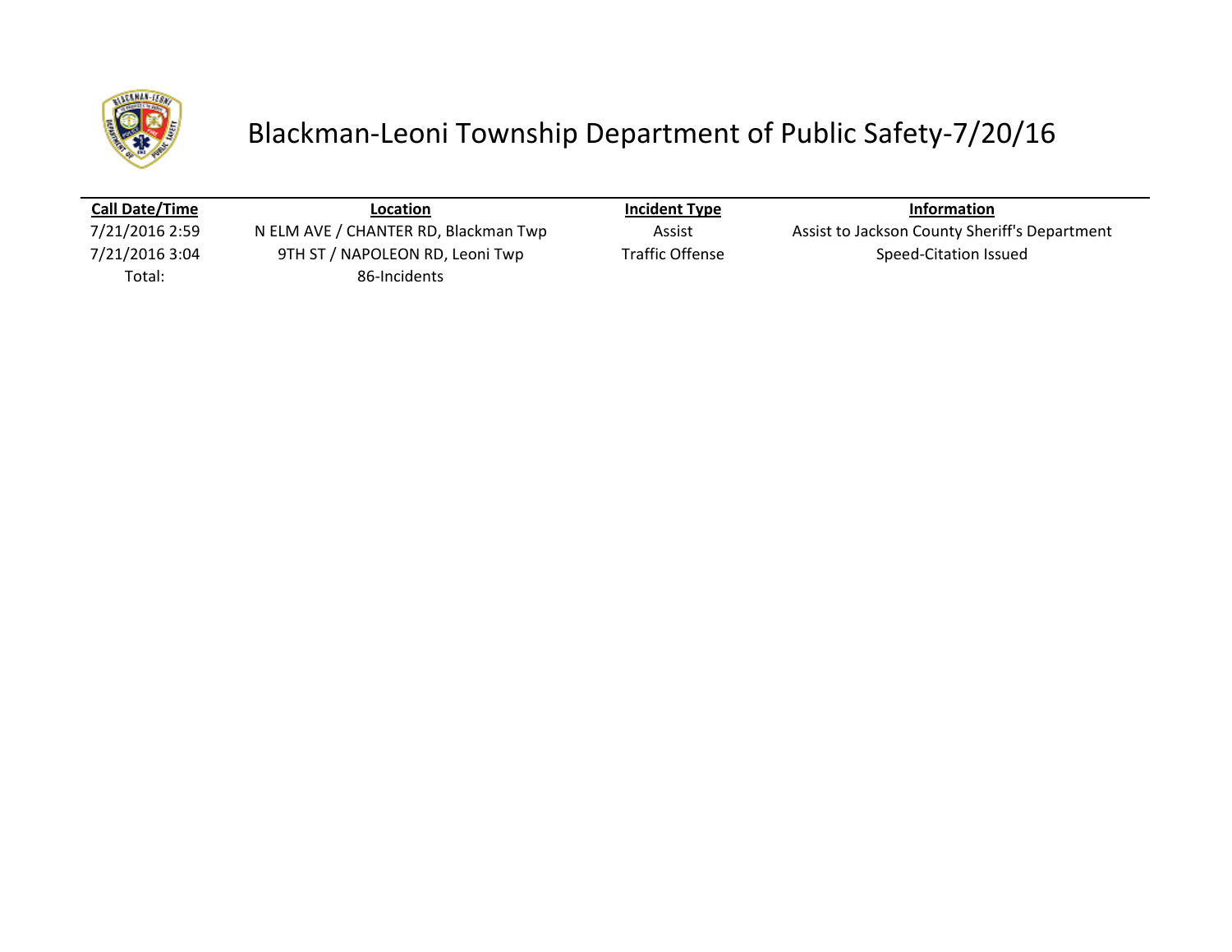# Blackman-Leoni Township Department of Public Safety-7/20/16

| Call Date/Time | Location | Incident Type | Information |
|---|---|---|---|
| 7/21/2016 2:59 | N ELM AVE / CHANTER RD, Blackman Twp | Assist | Assist to Jackson County Sheriff's Department |
| 7/21/2016 3:04 | 9TH ST / NAPOLEON RD, Leoni Twp | Traffic Offense | Speed-Citation Issued |
| Total: | 86-Incidents | | |